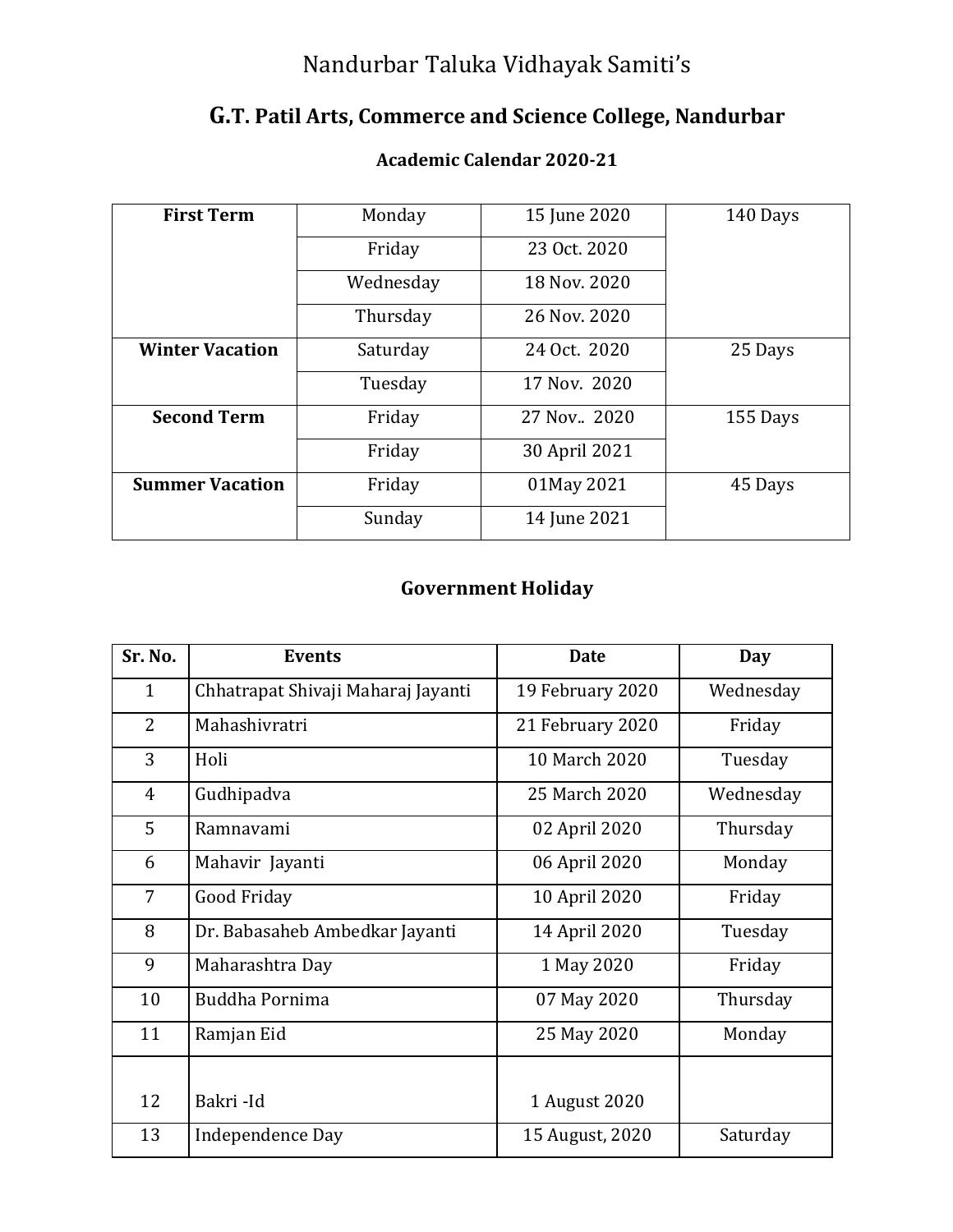Nandurbar Taluka Vidhayak Samiti's

## G.T. Patil Arts, Commerce and Science College, Nandurbar

### Academic Calendar 2020-21

| | | | |
|---|---|---|---|
| **First Term** | Monday | 15 June 2020 | 140 Days |
| | Friday | 23 Oct. 2020 | |
| | Wednesday | 18 Nov. 2020 | |
| | Thursday | 26 Nov. 2020 | |
| **Winter Vacation** | Saturday | 24 Oct. 2020 | 25 Days |
| | Tuesday | 17 Nov. 2020 | |
| **Second Term** | Friday | 27 Nov.. 2020 | 155 Days |
| | Friday | 30 April 2021 | |
| **Summer Vacation** | Friday | 01May 2021 | 45 Days |
| | Sunday | 14 June 2021 | |

### Government Holiday

| Sr. No. | Events | Date | Day |
|---|---|---|---|
| 1 | Chhatrapat Shivaji Maharaj Jayanti | 19 February 2020 | Wednesday |
| 2 | Mahashivratri | 21 February 2020 | Friday |
| 3 | Holi | 10 March 2020 | Tuesday |
| 4 | Gudhipadva | 25 March 2020 | Wednesday |
| 5 | Ramnavami | 02 April 2020 | Thursday |
| 6 | Mahavir Jayanti | 06 April 2020 | Monday |
| 7 | Good Friday | 10 April 2020 | Friday |
| 8 | Dr. Babasaheb Ambedkar Jayanti | 14 April 2020 | Tuesday |
| 9 | Maharashtra Day | 1 May 2020 | Friday |
| 10 | Buddha Pornima | 07 May 2020 | Thursday |
| 11 | Ramjan Eid | 25 May 2020 | Monday |
| 12 | Bakri -Id | 1 August 2020 | |
| 13 | Independence Day | 15 August, 2020 | Saturday |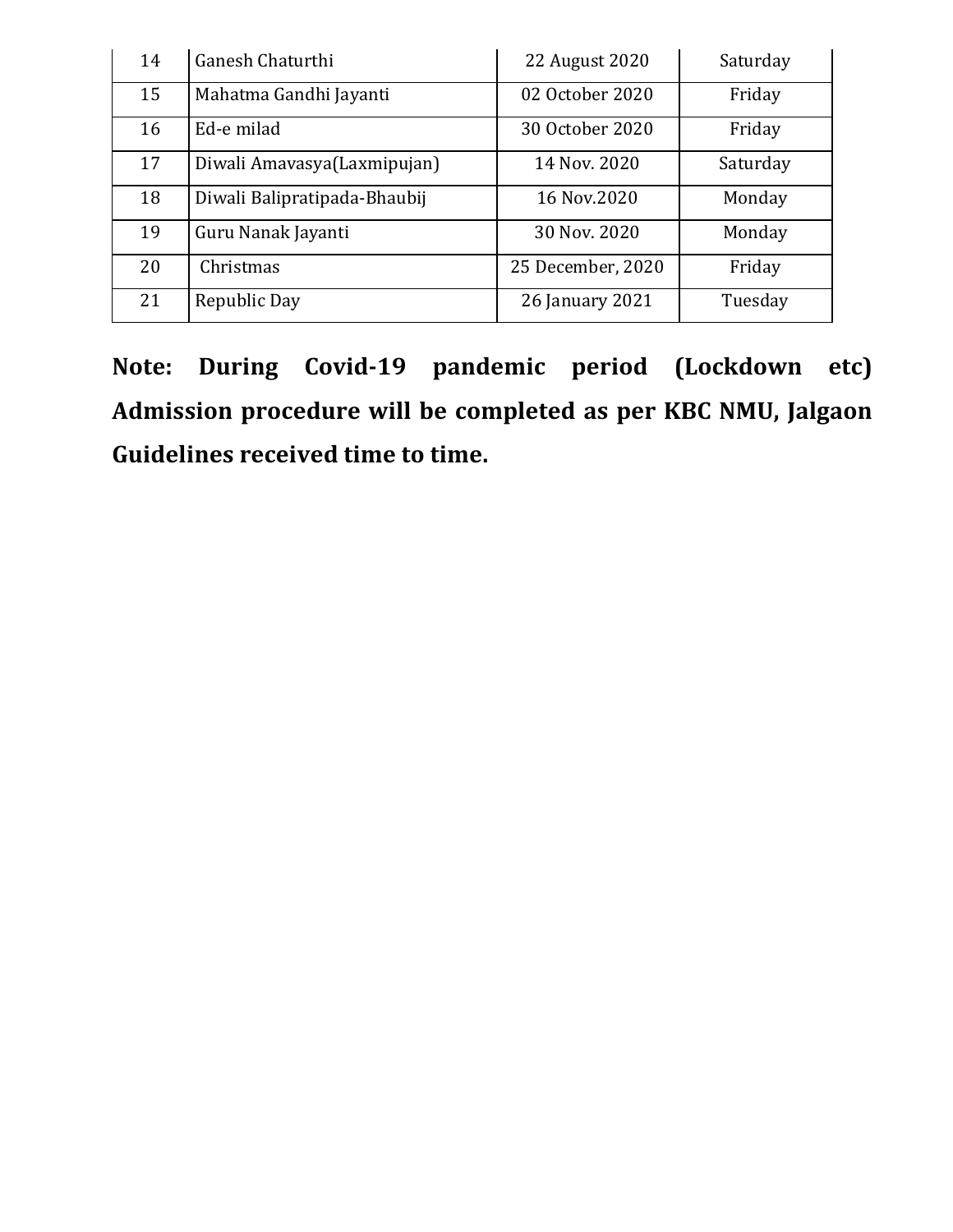| | | | |
|---|---|---|---|
| 14 | Ganesh Chaturthi | 22 August 2020 | Saturday |
| 15 | Mahatma Gandhi Jayanti | 02 October 2020 | Friday |
| 16 | Ed-e milad | 30 October 2020 | Friday |
| 17 | Diwali Amavasya(Laxmipujan) | 14 Nov. 2020 | Saturday |
| 18 | Diwali Balipratipada-Bhaubij | 16 Nov.2020 | Monday |
| 19 | Guru Nanak Jayanti | 30 Nov. 2020 | Monday |
| 20 | Christmas | 25 December, 2020 | Friday |
| 21 | Republic Day | 26 January 2021 | Tuesday |

**Note: During Covid-19 pandemic period (Lockdown etc) Admission procedure will be completed as per KBC NMU, Jalgaon Guidelines received time to time.**